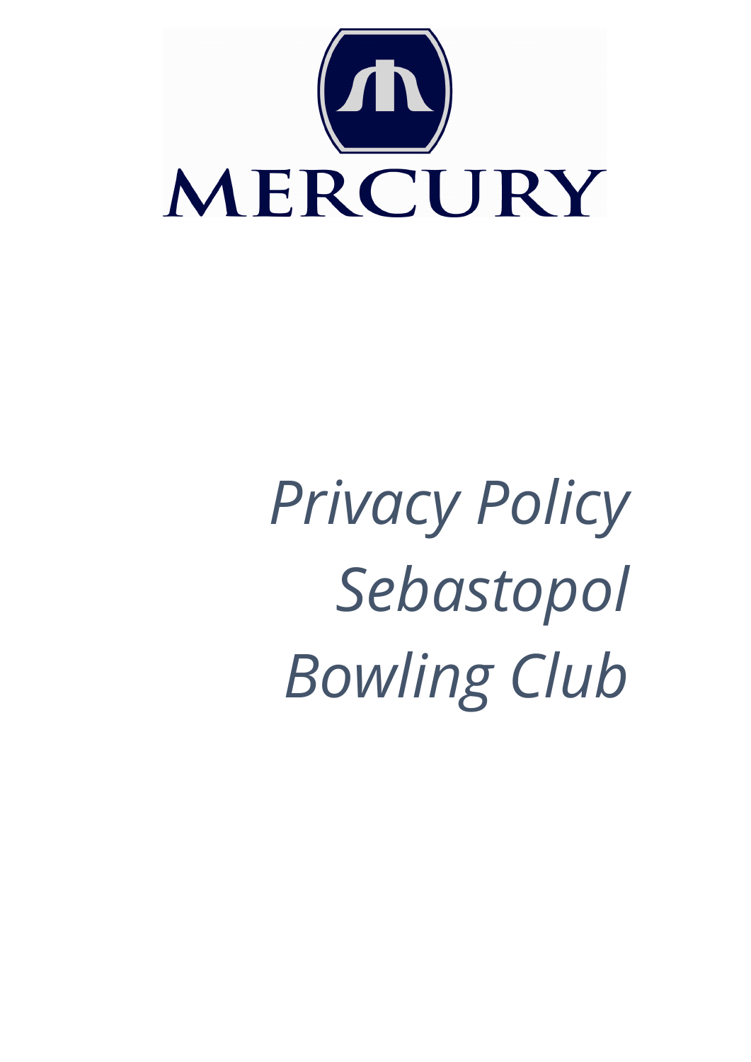MERCURY

# *Privacy Policy Sebastopol Bowling Club*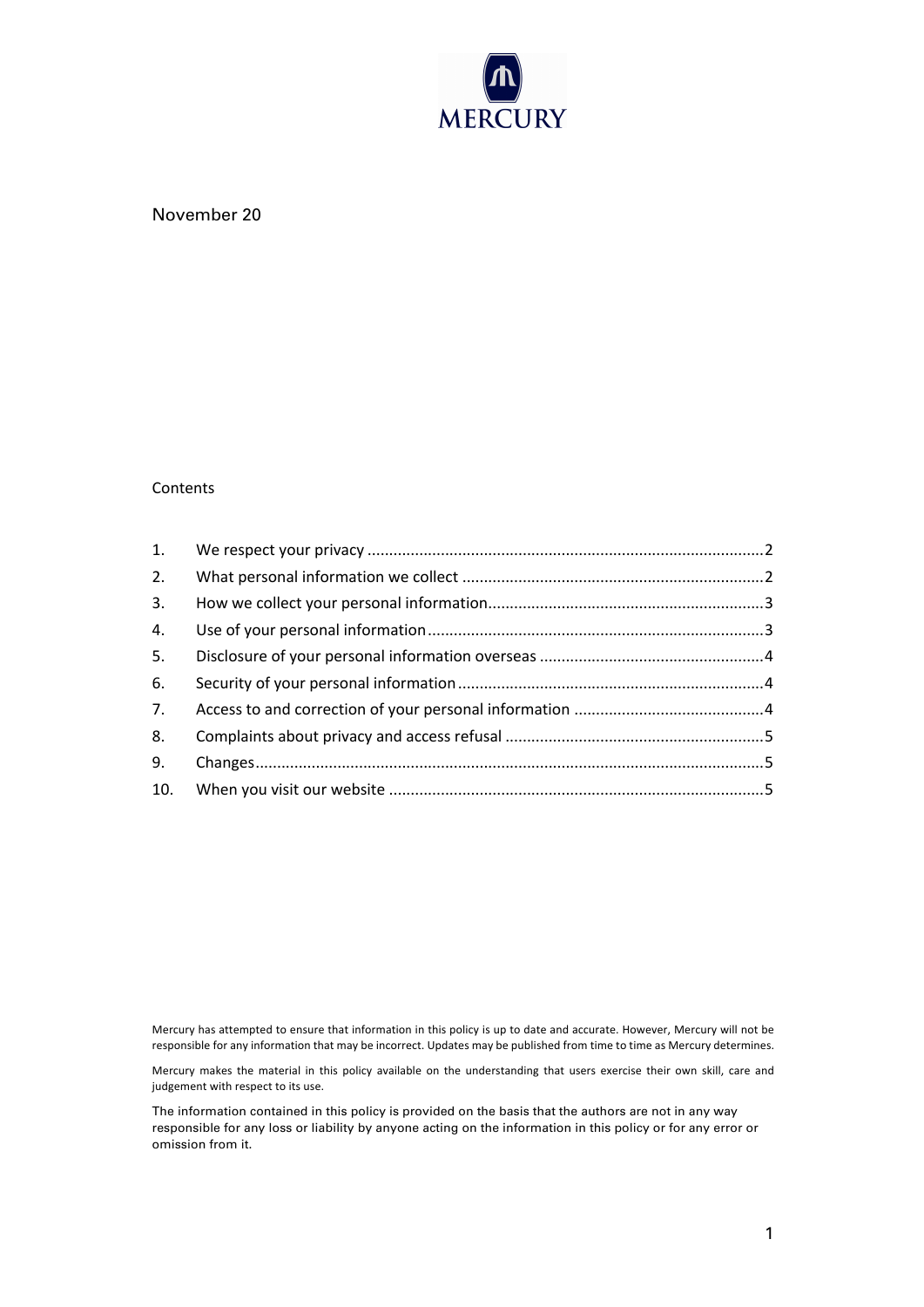MERCURY

November 20

Contents

| | | |
|---|---|---|
| 1. | We respect your privacy | 2 |
| 2. | What personal information we collect | 2 |
| 3. | How we collect your personal information | 3 |
| 4. | Use of your personal information | 3 |
| 5. | Disclosure of your personal information overseas | 4 |
| 6. | Security of your personal information | 4 |
| 7. | Access to and correction of your personal information | 4 |
| 8. | Complaints about privacy and access refusal | 5 |
| 9. | Changes | 5 |
| 10. | When you visit our website | 5 |

Mercury has attempted to ensure that information in this policy is up to date and accurate. However, Mercury will not be responsible for any information that may be incorrect. Updates may be published from time to time as Mercury determines.

Mercury makes the material in this policy available on the understanding that users exercise their own skill, care and judgement with respect to its use.

The information contained in this policy is provided on the basis that the authors are not in any way responsible for any loss or liability by anyone acting on the information in this policy or for any error or omission from it.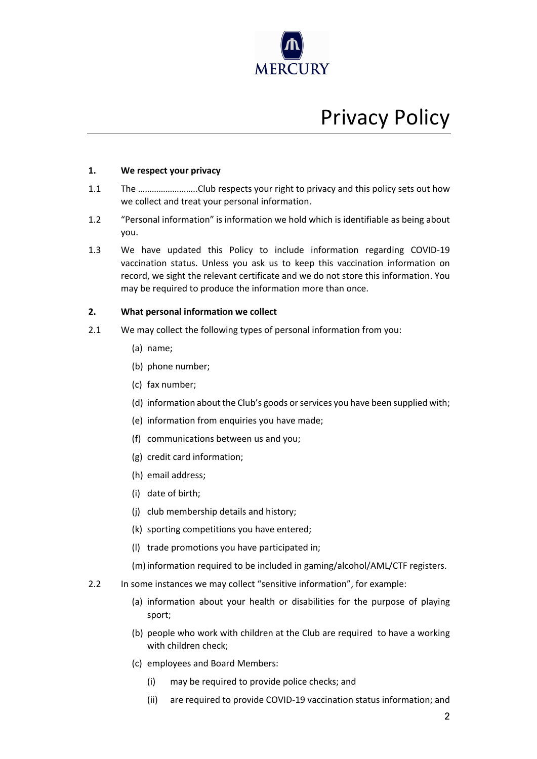MERCURY

# Privacy Policy

**1. We respect your privacy**

1.1 The ……………………..Club respects your right to privacy and this policy sets out how we collect and treat your personal information.

1.2 "Personal information" is information we hold which is identifiable as being about you.

1.3 We have updated this Policy to include information regarding COVID-19 vaccination status. Unless you ask us to keep this vaccination information on record, we sight the relevant certificate and we do not store this information. You may be required to produce the information more than once.

**2. What personal information we collect**

2.1 We may collect the following types of personal information from you:

(a) name;

(b) phone number;

(c) fax number;

(d) information about the Club's goods or services you have been supplied with;

(e) information from enquiries you have made;

(f) communications between us and you;

(g) credit card information;

(h) email address;

(i) date of birth;

(j) club membership details and history;

(k) sporting competitions you have entered;

(l) trade promotions you have participated in;

(m) information required to be included in gaming/alcohol/AML/CTF registers.

2.2 In some instances we may collect "sensitive information", for example:

(a) information about your health or disabilities for the purpose of playing sport;

(b) people who work with children at the Club are required to have a working with children check;

(c) employees and Board Members:

(i) may be required to provide police checks; and

(ii) are required to provide COVID-19 vaccination status information; and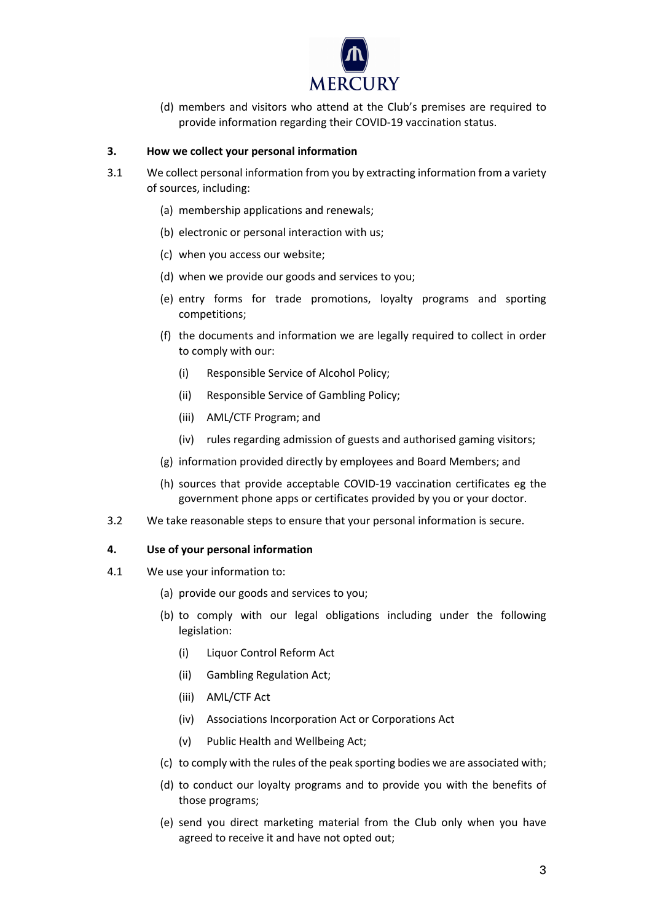(d) members and visitors who attend at the Club's premises are required to provide information regarding their COVID-19 vaccination status.

## 3. How we collect your personal information

3.1 We collect personal information from you by extracting information from a variety of sources, including:

(a) membership applications and renewals;

(b) electronic or personal interaction with us;

(c) when you access our website;

(d) when we provide our goods and services to you;

(e) entry forms for trade promotions, loyalty programs and sporting competitions;

(f) the documents and information we are legally required to collect in order to comply with our:

(i) Responsible Service of Alcohol Policy;

(ii) Responsible Service of Gambling Policy;

(iii) AML/CTF Program; and

(iv) rules regarding admission of guests and authorised gaming visitors;

(g) information provided directly by employees and Board Members; and

(h) sources that provide acceptable COVID-19 vaccination certificates eg the government phone apps or certificates provided by you or your doctor.

3.2 We take reasonable steps to ensure that your personal information is secure.

## 4. Use of your personal information

4.1 We use your information to:

(a) provide our goods and services to you;

(b) to comply with our legal obligations including under the following legislation:

(i) Liquor Control Reform Act

(ii) Gambling Regulation Act;

(iii) AML/CTF Act

(iv) Associations Incorporation Act or Corporations Act

(v) Public Health and Wellbeing Act;

(c) to comply with the rules of the peak sporting bodies we are associated with;

(d) to conduct our loyalty programs and to provide you with the benefits of those programs;

(e) send you direct marketing material from the Club only when you have agreed to receive it and have not opted out;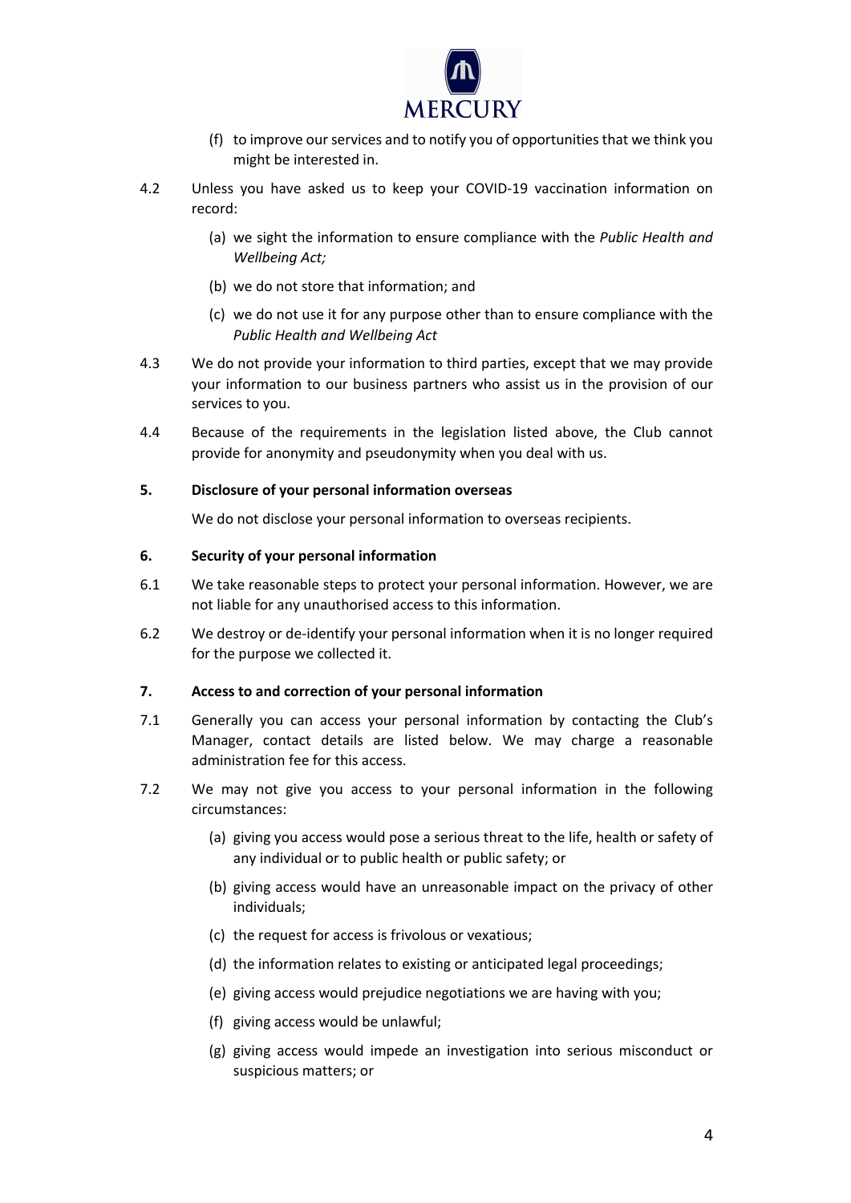(f) to improve our services and to notify you of opportunities that we think you might be interested in.

4.2 Unless you have asked us to keep your COVID-19 vaccination information on record:

(a) we sight the information to ensure compliance with the *Public Health and Wellbeing Act;*

(b) we do not store that information; and

(c) we do not use it for any purpose other than to ensure compliance with the *Public Health and Wellbeing Act*

4.3 We do not provide your information to third parties, except that we may provide your information to our business partners who assist us in the provision of our services to you.

4.4 Because of the requirements in the legislation listed above, the Club cannot provide for anonymity and pseudonymity when you deal with us.

## 5. Disclosure of your personal information overseas

We do not disclose your personal information to overseas recipients.

## 6. Security of your personal information

6.1 We take reasonable steps to protect your personal information. However, we are not liable for any unauthorised access to this information.

6.2 We destroy or de-identify your personal information when it is no longer required for the purpose we collected it.

## 7. Access to and correction of your personal information

7.1 Generally you can access your personal information by contacting the Club's Manager, contact details are listed below. We may charge a reasonable administration fee for this access.

7.2 We may not give you access to your personal information in the following circumstances:

(a) giving you access would pose a serious threat to the life, health or safety of any individual or to public health or public safety; or

(b) giving access would have an unreasonable impact on the privacy of other individuals;

(c) the request for access is frivolous or vexatious;

(d) the information relates to existing or anticipated legal proceedings;

(e) giving access would prejudice negotiations we are having with you;

(f) giving access would be unlawful;

(g) giving access would impede an investigation into serious misconduct or suspicious matters; or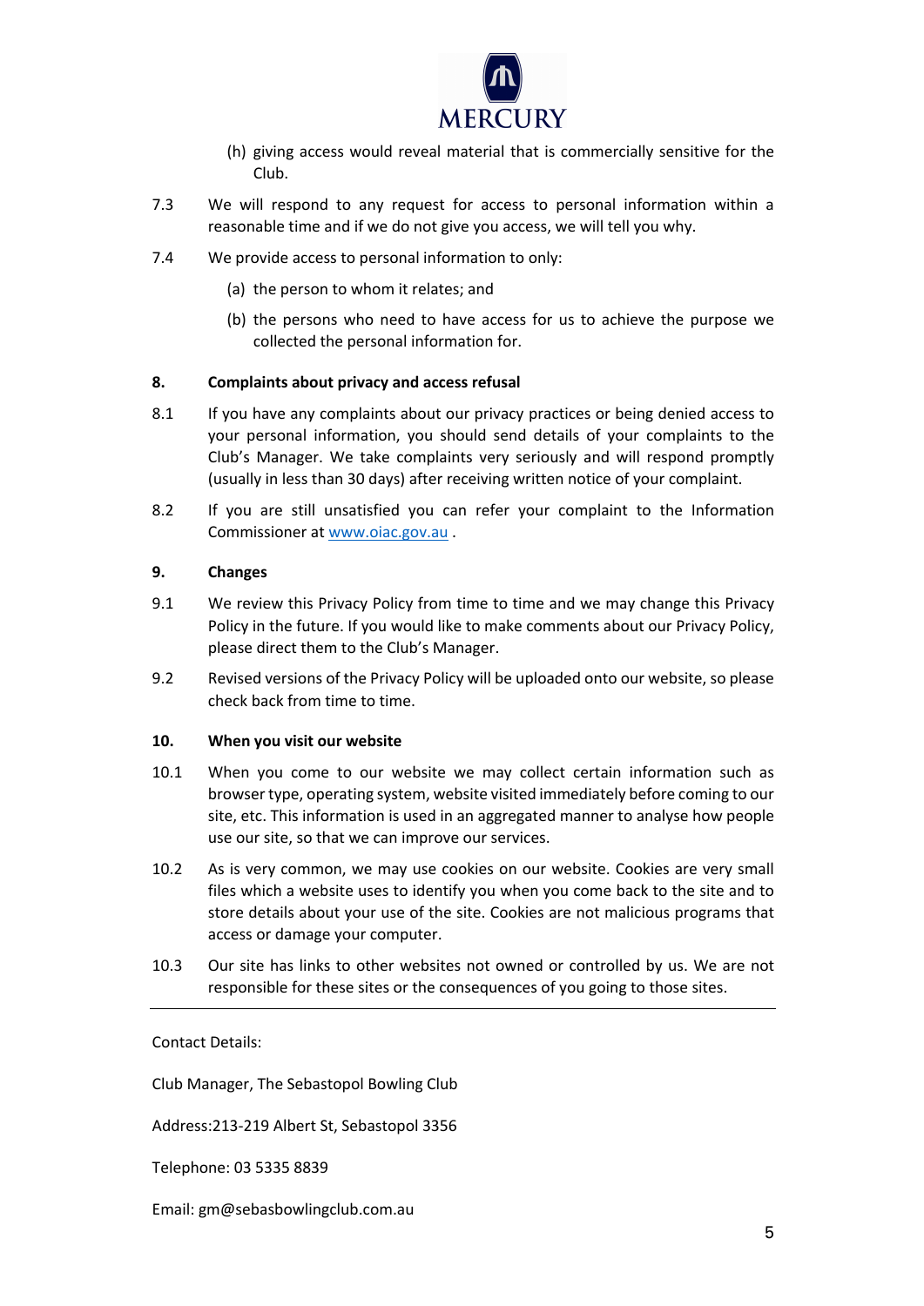(h) giving access would reveal material that is commercially sensitive for the Club.

7.3 We will respond to any request for access to personal information within a reasonable time and if we do not give you access, we will tell you why.

7.4 We provide access to personal information to only:

(a) the person to whom it relates; and

(b) the persons who need to have access for us to achieve the purpose we collected the personal information for.

**8. Complaints about privacy and access refusal**

8.1 If you have any complaints about our privacy practices or being denied access to your personal information, you should send details of your complaints to the Club's Manager. We take complaints very seriously and will respond promptly (usually in less than 30 days) after receiving written notice of your complaint.

8.2 If you are still unsatisfied you can refer your complaint to the Information Commissioner at [www.oiac.gov.au](http://www.oiac.gov.au) .

**9. Changes**

9.1 We review this Privacy Policy from time to time and we may change this Privacy Policy in the future. If you would like to make comments about our Privacy Policy, please direct them to the Club's Manager.

9.2 Revised versions of the Privacy Policy will be uploaded onto our website, so please check back from time to time.

**10. When you visit our website**

10.1 When you come to our website we may collect certain information such as browser type, operating system, website visited immediately before coming to our site, etc. This information is used in an aggregated manner to analyse how people use our site, so that we can improve our services.

10.2 As is very common, we may use cookies on our website. Cookies are very small files which a website uses to identify you when you come back to the site and to store details about your use of the site. Cookies are not malicious programs that access or damage your computer.

10.3 Our site has links to other websites not owned or controlled by us. We are not responsible for these sites or the consequences of you going to those sites.

---

Contact Details:

Club Manager, The Sebastopol Bowling Club

Address:213-219 Albert St, Sebastopol 3356

Telephone: 03 5335 8839

Email: gm@sebasbowlingclub.com.au